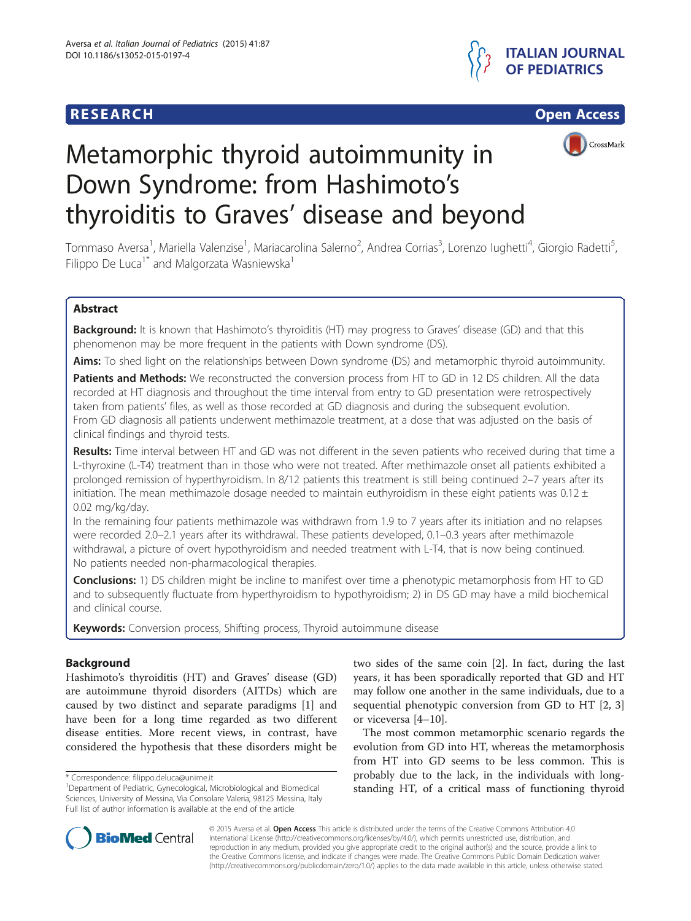# Metamorphic thyroid autoimmunity in Down Syndrome: from Hashimoto's thyroiditis to Graves' disease and beyond

Tommaso Aversa[1], Mariella Valenzise[1], Mariacarolina Salerno[2], Andrea Corrias[3], Lorenzo Iughetti[4], Giorgio Radetti[5], Filippo De Luca[1*] and Malgorzata Wasniewska[1]

## Abstract

**Background:** It is known that Hashimoto's thyroiditis (HT) may progress to Graves' disease (GD) and that this phenomenon may be more frequent in the patients with Down syndrome (DS).

**Aims:** To shed light on the relationships between Down syndrome (DS) and metamorphic thyroid autoimmunity.

**Patients and Methods:** We reconstructed the conversion process from HT to GD in 12 DS children. All the data recorded at HT diagnosis and throughout the time interval from entry to GD presentation were retrospectively taken from patients' files, as well as those recorded at GD diagnosis and during the subsequent evolution. From GD diagnosis all patients underwent methimazole treatment, at a dose that was adjusted on the basis of clinical findings and thyroid tests.

**Results:** Time interval between HT and GD was not different in the seven patients who received during that time a L-thyroxine (L-T4) treatment than in those who were not treated. After methimazole onset all patients exhibited a prolonged remission of hyperthyroidism. In 8/12 patients this treatment is still being continued 2–7 years after its initiation. The mean methimazole dosage needed to maintain euthyroidism in these eight patients was 0.12 ± 0.02 mg/kg/day.

In the remaining four patients methimazole was withdrawn from 1.9 to 7 years after its initiation and no relapses were recorded 2.0–2.1 years after its withdrawal. These patients developed, 0.1–0.3 years after methimazole withdrawal, a picture of overt hypothyroidism and needed treatment with L-T4, that is now being continued. No patients needed non-pharmacological therapies.

**Conclusions:** 1) DS children might be incline to manifest over time a phenotypic metamorphosis from HT to GD and to subsequently fluctuate from hyperthyroidism to hypothyroidism; 2) in DS GD may have a mild biochemical and clinical course.

**Keywords:** Conversion process, Shifting process, Thyroid autoimmune disease

## Background

Hashimoto's thyroiditis (HT) and Graves' disease (GD) are autoimmune thyroid disorders (AITDs) which are caused by two distinct and separate paradigms [1] and have been for a long time regarded as two different disease entities. More recent views, in contrast, have considered the hypothesis that these disorders might be two sides of the same coin [2]. In fact, during the last years, it has been sporadically reported that GD and HT may follow one another in the same individuals, due to a sequential phenotypic conversion from GD to HT [2, 3] or viceversa [4–10].

The most common metamorphic scenario regards the evolution from GD into HT, whereas the metamorphosis from HT into GD seems to be less common. This is probably due to the lack, in the individuals with long-standing HT, of a critical mass of functioning thyroid

\* Correspondence: filippo.deluca@unime.it
[1]Department of Pediatric, Gynecological, Microbiological and Biomedical Sciences, University of Messina, Via Consolare Valeria, 98125 Messina, Italy
Full list of author information is available at the end of the article

© 2015 Aversa et al. **Open Access** This article is distributed under the terms of the Creative Commons Attribution 4.0 International License (http://creativecommons.org/licenses/by/4.0/), which permits unrestricted use, distribution, and reproduction in any medium, provided you give appropriate credit to the original author(s) and the source, provide a link to the Creative Commons license, and indicate if changes were made. The Creative Commons Public Domain Dedication waiver (http://creativecommons.org/publicdomain/zero/1.0/) applies to the data made available in this article, unless otherwise stated.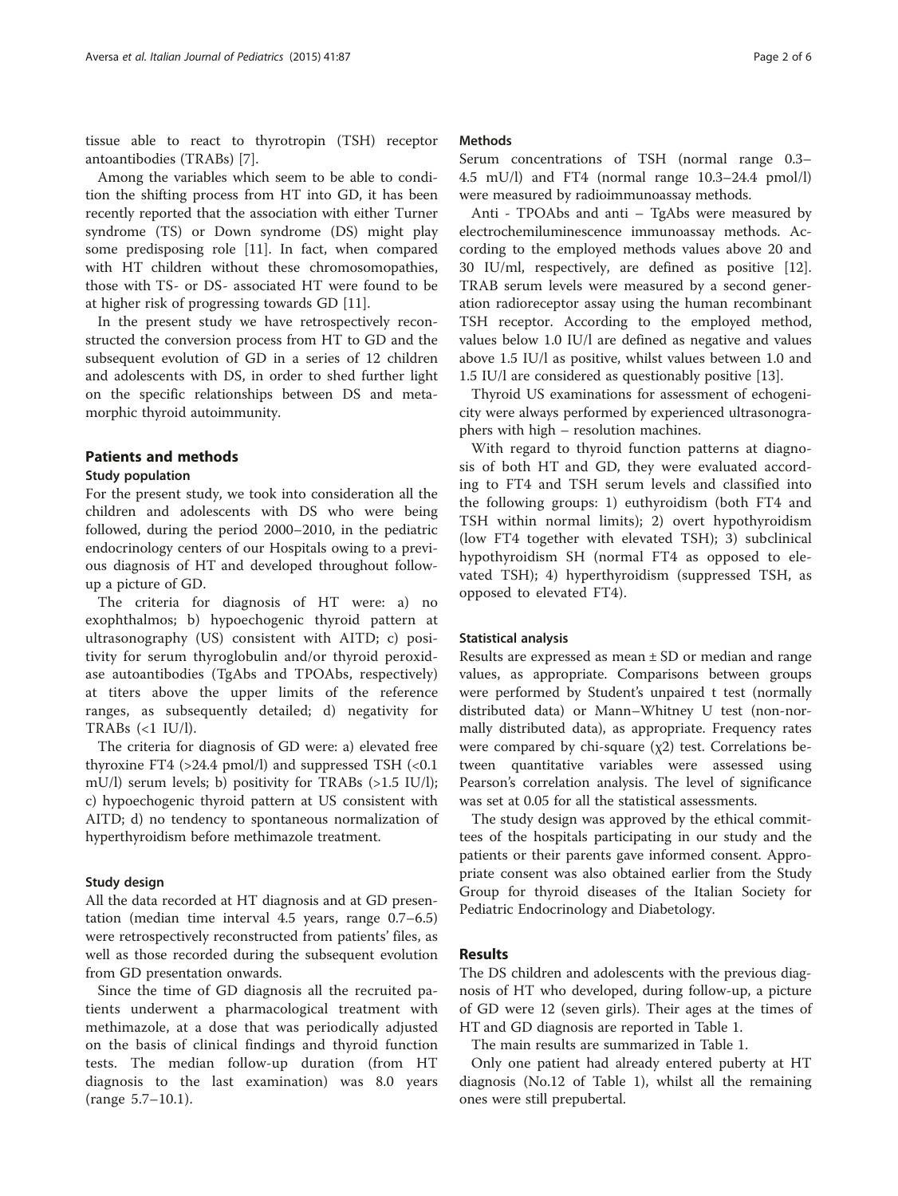tissue able to react to thyrotropin (TSH) receptor antoantibodies (TRABs) [7].

Among the variables which seem to be able to condition the shifting process from HT into GD, it has been recently reported that the association with either Turner syndrome (TS) or Down syndrome (DS) might play some predisposing role [11]. In fact, when compared with HT children without these chromosomopathies, those with TS- or DS- associated HT were found to be at higher risk of progressing towards GD [11].

In the present study we have retrospectively reconstructed the conversion process from HT to GD and the subsequent evolution of GD in a series of 12 children and adolescents with DS, in order to shed further light on the specific relationships between DS and metamorphic thyroid autoimmunity.

## Patients and methods

### Study population

For the present study, we took into consideration all the children and adolescents with DS who were being followed, during the period 2000–2010, in the pediatric endocrinology centers of our Hospitals owing to a previous diagnosis of HT and developed throughout follow-up a picture of GD.

The criteria for diagnosis of HT were: a) no exophthalmos; b) hypoechogenic thyroid pattern at ultrasonography (US) consistent with AITD; c) positivity for serum thyroglobulin and/or thyroid peroxidase autoantibodies (TgAbs and TPOAbs, respectively) at titers above the upper limits of the reference ranges, as subsequently detailed; d) negativity for TRABs (<1 IU/l).

The criteria for diagnosis of GD were: a) elevated free thyroxine FT4 (>24.4 pmol/l) and suppressed TSH (<0.1 mU/l) serum levels; b) positivity for TRABs (>1.5 IU/l); c) hypoechogenic thyroid pattern at US consistent with AITD; d) no tendency to spontaneous normalization of hyperthyroidism before methimazole treatment.

### Study design

All the data recorded at HT diagnosis and at GD presentation (median time interval 4.5 years, range 0.7–6.5) were retrospectively reconstructed from patients' files, as well as those recorded during the subsequent evolution from GD presentation onwards.

Since the time of GD diagnosis all the recruited patients underwent a pharmacological treatment with methimazole, at a dose that was periodically adjusted on the basis of clinical findings and thyroid function tests. The median follow-up duration (from HT diagnosis to the last examination) was 8.0 years (range 5.7–10.1).

### Methods

Serum concentrations of TSH (normal range 0.3–4.5 mU/l) and FT4 (normal range 10.3–24.4 pmol/l) were measured by radioimmunoassay methods.

Anti - TPOAbs and anti – TgAbs were measured by electrochemiluminescence immunoassay methods. According to the employed methods values above 20 and 30 IU/ml, respectively, are defined as positive [12]. TRAB serum levels were measured by a second generation radioreceptor assay using the human recombinant TSH receptor. According to the employed method, values below 1.0 IU/l are defined as negative and values above 1.5 IU/l as positive, whilst values between 1.0 and 1.5 IU/l are considered as questionably positive [13].

Thyroid US examinations for assessment of echogenicity were always performed by experienced ultrasonographers with high – resolution machines.

With regard to thyroid function patterns at diagnosis of both HT and GD, they were evaluated according to FT4 and TSH serum levels and classified into the following groups: 1) euthyroidism (both FT4 and TSH within normal limits); 2) overt hypothyroidism (low FT4 together with elevated TSH); 3) subclinical hypothyroidism SH (normal FT4 as opposed to elevated TSH); 4) hyperthyroidism (suppressed TSH, as opposed to elevated FT4).

### Statistical analysis

Results are expressed as mean ± SD or median and range values, as appropriate. Comparisons between groups were performed by Student's unpaired t test (normally distributed data) or Mann–Whitney U test (non-normally distributed data), as appropriate. Frequency rates were compared by chi-square ($\chi 2$) test. Correlations between quantitative variables were assessed using Pearson's correlation analysis. The level of significance was set at 0.05 for all the statistical assessments.

The study design was approved by the ethical committees of the hospitals participating in our study and the patients or their parents gave informed consent. Appropriate consent was also obtained earlier from the Study Group for thyroid diseases of the Italian Society for Pediatric Endocrinology and Diabetology.

## Results

The DS children and adolescents with the previous diagnosis of HT who developed, during follow-up, a picture of GD were 12 (seven girls). Their ages at the times of HT and GD diagnosis are reported in Table 1.

The main results are summarized in Table 1.

Only one patient had already entered puberty at HT diagnosis (No.12 of Table 1), whilst all the remaining ones were still prepubertal.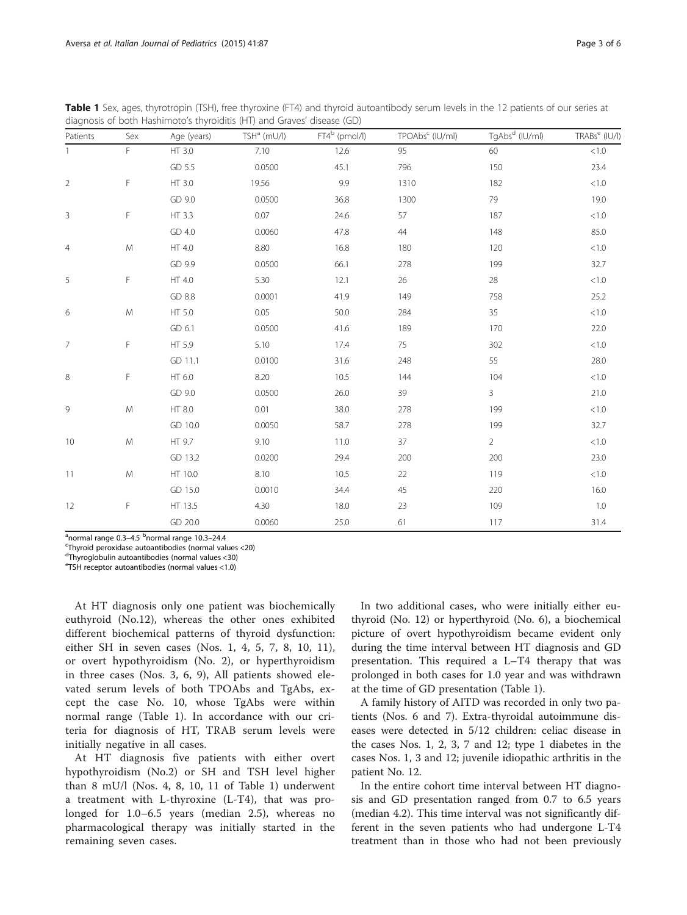**Table 1** Sex, ages, thyrotropin (TSH), free thyroxine (FT4) and thyroid autoantibody serum levels in the 12 patients of our series at diagnosis of both Hashimoto's thyroiditis (HT) and Graves' disease (GD)

| Patients | Sex | Age (years) | TSH[a] (mU/l) | FT4[b] (pmol/l) | TPOAbs[c] (IU/ml) | TgAbs[d] (IU/ml) | TRABs[e] (IU/l) |
|---|---|---|---|---|---|---|---|
| 1 | F | HT 3.0 | 7.10 | 12.6 | 95 | 60 | <1.0 |
| | | GD 5.5 | 0.0500 | 45.1 | 796 | 150 | 23.4 |
| 2 | F | HT 3.0 | 19.56 | 9.9 | 1310 | 182 | <1.0 |
| | | GD 9.0 | 0.0500 | 36.8 | 1300 | 79 | 19.0 |
| 3 | F | HT 3.3 | 0.07 | 24.6 | 57 | 187 | <1.0 |
| | | GD 4.0 | 0.0060 | 47.8 | 44 | 148 | 85.0 |
| 4 | M | HT 4.0 | 8.80 | 16.8 | 180 | 120 | <1.0 |
| | | GD 9.9 | 0.0500 | 66.1 | 278 | 199 | 32.7 |
| 5 | F | HT 4.0 | 5.30 | 12.1 | 26 | 28 | <1.0 |
| | | GD 8.8 | 0.0001 | 41.9 | 149 | 758 | 25.2 |
| 6 | M | HT 5.0 | 0.05 | 50.0 | 284 | 35 | <1.0 |
| | | GD 6.1 | 0.0500 | 41.6 | 189 | 170 | 22.0 |
| 7 | F | HT 5.9 | 5.10 | 17.4 | 75 | 302 | <1.0 |
| | | GD 11.1 | 0.0100 | 31.6 | 248 | 55 | 28.0 |
| 8 | F | HT 6.0 | 8.20 | 10.5 | 144 | 104 | <1.0 |
| | | GD 9.0 | 0.0500 | 26.0 | 39 | 3 | 21.0 |
| 9 | M | HT 8.0 | 0.01 | 38.0 | 278 | 199 | <1.0 |
| | | GD 10.0 | 0.0050 | 58.7 | 278 | 199 | 32.7 |
| 10 | M | HT 9.7 | 9.10 | 11.0 | 37 | 2 | <1.0 |
| | | GD 13.2 | 0.0200 | 29.4 | 200 | 200 | 23.0 |
| 11 | M | HT 10.0 | 8.10 | 10.5 | 22 | 119 | <1.0 |
| | | GD 15.0 | 0.0010 | 34.4 | 45 | 220 | 16.0 |
| 12 | F | HT 13.5 | 4.30 | 18.0 | 23 | 109 | 1.0 |
| | | GD 20.0 | 0.0060 | 25.0 | 61 | 117 | 31.4 |

[a]normal range 0.3–4.5 [b]normal range 10.3–24.4
[c]Thyroid peroxidase autoantibodies (normal values <20)
[d]Thyroglobulin autoantibodies (normal values <30)
[e]TSH receptor autoantibodies (normal values <1.0)

At HT diagnosis only one patient was biochemically euthyroid (No.12), whereas the other ones exhibited different biochemical patterns of thyroid dysfunction: either SH in seven cases (Nos. 1, 4, 5, 7, 8, 10, 11), or overt hypothyroidism (No. 2), or hyperthyroidism in three cases (Nos. 3, 6, 9), All patients showed elevated serum levels of both TPOAbs and TgAbs, except the case No. 10, whose TgAbs were within normal range (Table 1). In accordance with our criteria for diagnosis of HT, TRAB serum levels were initially negative in all cases.

At HT diagnosis five patients with either overt hypothyroidism (No.2) or SH and TSH level higher than 8 mU/l (Nos. 4, 8, 10, 11 of Table 1) underwent a treatment with L-thyroxine (L-T4), that was prolonged for 1.0–6.5 years (median 2.5), whereas no pharmacological therapy was initially started in the remaining seven cases.

In two additional cases, who were initially either euthyroid (No. 12) or hyperthyroid (No. 6), a biochemical picture of overt hypothyroidism became evident only during the time interval between HT diagnosis and GD presentation. This required a L–T4 therapy that was prolonged in both cases for 1.0 year and was withdrawn at the time of GD presentation (Table 1).

A family history of AITD was recorded in only two patients (Nos. 6 and 7). Extra-thyroidal autoimmune diseases were detected in 5/12 children: celiac disease in the cases Nos. 1, 2, 3, 7 and 12; type 1 diabetes in the cases Nos. 1, 3 and 12; juvenile idiopathic arthritis in the patient No. 12.

In the entire cohort time interval between HT diagnosis and GD presentation ranged from 0.7 to 6.5 years (median 4.2). This time interval was not significantly different in the seven patients who had undergone L-T4 treatment than in those who had not been previously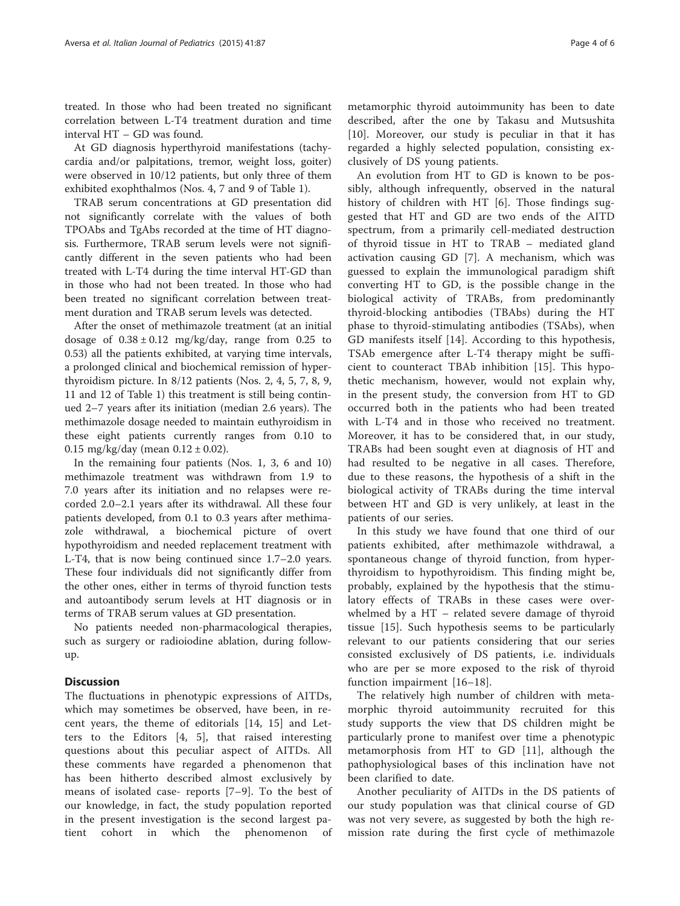treated. In those who had been treated no significant correlation between L-T4 treatment duration and time interval HT – GD was found.

At GD diagnosis hyperthyroid manifestations (tachycardia and/or palpitations, tremor, weight loss, goiter) were observed in 10/12 patients, but only three of them exhibited exophthalmos (Nos. 4, 7 and 9 of Table 1).

TRAB serum concentrations at GD presentation did not significantly correlate with the values of both TPOAbs and TgAbs recorded at the time of HT diagnosis. Furthermore, TRAB serum levels were not significantly different in the seven patients who had been treated with L-T4 during the time interval HT-GD than in those who had not been treated. In those who had been treated no significant correlation between treatment duration and TRAB serum levels was detected.

After the onset of methimazole treatment (at an initial dosage of $0.38 \pm 0.12$ mg/kg/day, range from 0.25 to 0.53) all the patients exhibited, at varying time intervals, a prolonged clinical and biochemical remission of hyperthyroidism picture. In 8/12 patients (Nos. 2, 4, 5, 7, 8, 9, 11 and 12 of Table 1) this treatment is still being continued 2–7 years after its initiation (median 2.6 years). The methimazole dosage needed to maintain euthyroidism in these eight patients currently ranges from 0.10 to 0.15 mg/kg/day (mean $0.12 \pm 0.02$).

In the remaining four patients (Nos. 1, 3, 6 and 10) methimazole treatment was withdrawn from 1.9 to 7.0 years after its initiation and no relapses were recorded 2.0–2.1 years after its withdrawal. All these four patients developed, from 0.1 to 0.3 years after methimazole withdrawal, a biochemical picture of overt hypothyroidism and needed replacement treatment with L-T4, that is now being continued since 1.7–2.0 years. These four individuals did not significantly differ from the other ones, either in terms of thyroid function tests and autoantibody serum levels at HT diagnosis or in terms of TRAB serum values at GD presentation.

No patients needed non-pharmacological therapies, such as surgery or radioiodine ablation, during follow-up.

## Discussion

The fluctuations in phenotypic expressions of AITDs, which may sometimes be observed, have been, in recent years, the theme of editorials [14, 15] and Letters to the Editors [4, 5], that raised interesting questions about this peculiar aspect of AITDs. All these comments have regarded a phenomenon that has been hitherto described almost exclusively by means of isolated case- reports [7–9]. To the best of our knowledge, in fact, the study population reported in the present investigation is the second largest patient cohort in which the phenomenon of metamorphic thyroid autoimmunity has been to date described, after the one by Takasu and Mutsushita [10]. Moreover, our study is peculiar in that it has regarded a highly selected population, consisting exclusively of DS young patients.

An evolution from HT to GD is known to be possibly, although infrequently, observed in the natural history of children with HT [6]. Those findings suggested that HT and GD are two ends of the AITD spectrum, from a primarily cell-mediated destruction of thyroid tissue in HT to TRAB – mediated gland activation causing GD [7]. A mechanism, which was guessed to explain the immunological paradigm shift converting HT to GD, is the possible change in the biological activity of TRABs, from predominantly thyroid-blocking antibodies (TBAbs) during the HT phase to thyroid-stimulating antibodies (TSAbs), when GD manifests itself [14]. According to this hypothesis, TSAb emergence after L-T4 therapy might be sufficient to counteract TBAb inhibition [15]. This hypothetic mechanism, however, would not explain why, in the present study, the conversion from HT to GD occurred both in the patients who had been treated with L-T4 and in those who received no treatment. Moreover, it has to be considered that, in our study, TRABs had been sought even at diagnosis of HT and had resulted to be negative in all cases. Therefore, due to these reasons, the hypothesis of a shift in the biological activity of TRABs during the time interval between HT and GD is very unlikely, at least in the patients of our series.

In this study we have found that one third of our patients exhibited, after methimazole withdrawal, a spontaneous change of thyroid function, from hyperthyroidism to hypothyroidism. This finding might be, probably, explained by the hypothesis that the stimulatory effects of TRABs in these cases were overwhelmed by a HT – related severe damage of thyroid tissue [15]. Such hypothesis seems to be particularly relevant to our patients considering that our series consisted exclusively of DS patients, i.e. individuals who are per se more exposed to the risk of thyroid function impairment [16–18].

The relatively high number of children with metamorphic thyroid autoimmunity recruited for this study supports the view that DS children might be particularly prone to manifest over time a phenotypic metamorphosis from HT to GD [11], although the pathophysiological bases of this inclination have not been clarified to date.

Another peculiarity of AITDs in the DS patients of our study population was that clinical course of GD was not very severe, as suggested by both the high remission rate during the first cycle of methimazole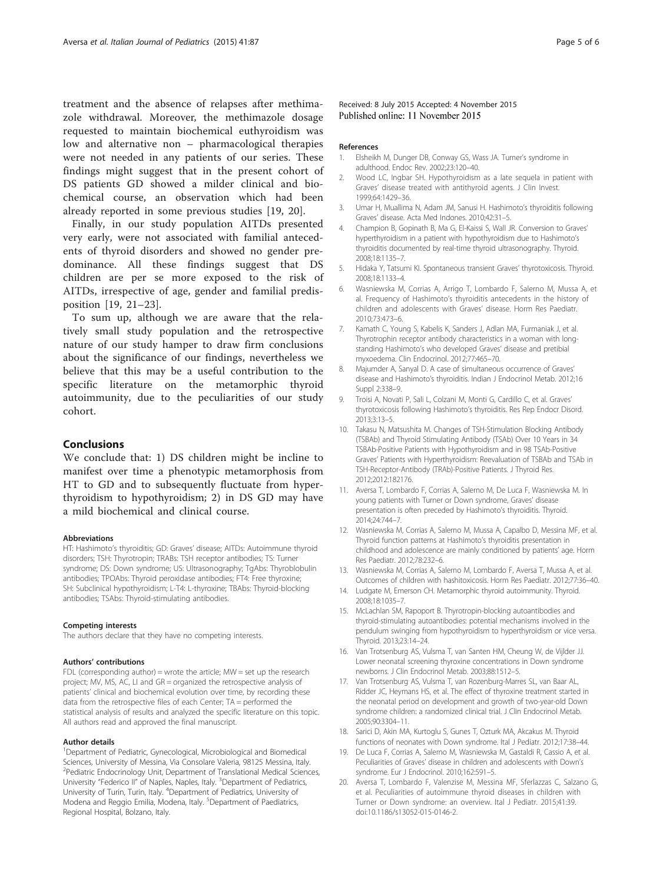treatment and the absence of relapses after methimazole withdrawal. Moreover, the methimazole dosage requested to maintain biochemical euthyroidism was low and alternative non – pharmacological therapies were not needed in any patients of our series. These findings might suggest that in the present cohort of DS patients GD showed a milder clinical and biochemical course, an observation which had been already reported in some previous studies [19, 20].

Finally, in our study population AITDs presented very early, were not associated with familial antecedents of thyroid disorders and showed no gender predominance. All these findings suggest that DS children are per se more exposed to the risk of AITDs, irrespective of age, gender and familial predisposition [19, 21–23].

To sum up, although we are aware that the relatively small study population and the retrospective nature of our study hamper to draw firm conclusions about the significance of our findings, nevertheless we believe that this may be a useful contribution to the specific literature on the metamorphic thyroid autoimmunity, due to the peculiarities of our study cohort.

## Conclusions

We conclude that: 1) DS children might be incline to manifest over time a phenotypic metamorphosis from HT to GD and to subsequently fluctuate from hyperthyroidism to hypothyroidism; 2) in DS GD may have a mild biochemical and clinical course.

#### Abbreviations

HT: Hashimoto's thyroiditis; GD: Graves' disease; AITDs: Autoimmune thyroid disorders; TSH: Thyrotropin; TRABs: TSH receptor antibodies; TS: Turner syndrome; DS: Down syndrome; US: Ultrasonography; TgAbs: Thyroblobulin antibodies; TPOAbs: Thyroid peroxidase antibodies; FT4: Free thyroxine; SH: Subclinical hypothyroidism; L-T4: L-thyroxine; TBAbs: Thyroid-blocking antibodies; TSAbs: Thyroid-stimulating antibodies.

#### Competing interests

The authors declare that they have no competing interests.

#### Authors' contributions

FDL (corresponding author) = wrote the article; MW = set up the research project; MV, MS, AC, LI and GR = organized the retrospective analysis of patients' clinical and biochemical evolution over time, by recording these data from the retrospective files of each Center; TA = performed the statistical analysis of results and analyzed the specific literature on this topic. All authors read and approved the final manuscript.

#### Author details

[1]Department of Pediatric, Gynecological, Microbiological and Biomedical Sciences, University of Messina, Via Consolare Valeria, 98125 Messina, Italy. [2]Pediatric Endocrinology Unit, Department of Translational Medical Sciences, University "Federico II" of Naples, Naples, Italy. [3]Department of Pediatrics, University of Turin, Turin, Italy. [4]Department of Pediatrics, University of Modena and Reggio Emilia, Modena, Italy. [5]Department of Paediatrics, Regional Hospital, Bolzano, Italy.

Received: 8 July 2015 Accepted: 4 November 2015
Published online: 11 November 2015

#### References

1. Elsheikh M, Dunger DB, Conway GS, Wass JA. Turner's syndrome in adulthood. Endoc Rev. 2002;23:120–40.
2. Wood LC, Ingbar SH. Hypothyroidism as a late sequela in patient with Graves' disease treated with antithyroid agents. J Clin Invest. 1999;64:1429–36.
3. Umar H, Muallima N, Adam JM, Sanusi H. Hashimoto's thyroiditis following Graves' disease. Acta Med Indones. 2010;42:31–5.
4. Champion B, Gopinath B, Ma G, El-Kaissi S, Wall JR. Conversion to Graves' hyperthyroidism in a patient with hypothyroidism due to Hashimoto's thyroiditis documented by real-time thyroid ultrasonography. Thyroid. 2008;18:1135–7.
5. Hidaka Y, Tatsumi KI. Spontaneous transient Graves' thyrotoxicosis. Thyroid. 2008;18:1133–4.
6. Wasniewska M, Corrias A, Arrigo T, Lombardo F, Salerno M, Mussa A, et al. Frequency of Hashimoto's thyroiditis antecedents in the history of children and adolescents with Graves' disease. Horm Res Paediatr. 2010;73:473–6.
7. Kamath C, Young S, Kabelis K, Sanders J, Adlan MA, Furmaniak J, et al. Thyrotrophin receptor antibody characteristics in a woman with long-standing Hashimoto's who developed Graves' disease and pretibial myxoedema. Clin Endocrinol. 2012;77:465–70.
8. Majumder A, Sanyal D. A case of simultaneous occurrence of Graves' disease and Hashimoto's thyroiditis. Indian J Endocrinol Metab. 2012;16 Suppl 2:338–9.
9. Troisi A, Novati P, Sali L, Colzani M, Monti G, Cardillo C, et al. Graves' thyrotoxicosis following Hashimoto's thyroiditis. Res Rep Endocr Disord. 2013;3:13–5.
10. Takasu N, Matsushita M. Changes of TSH-Stimulation Blocking Antibody (TSBAb) and Thyroid Stimulating Antibody (TSAb) Over 10 Years in 34 TSBAb-Positive Patients with Hypothyroidism and in 98 TSAb-Positive Graves' Patients with Hyperthyroidism: Reevaluation of TSBAb and TSAb in TSH-Receptor-Antibody (TRAb)-Positive Patients. J Thyroid Res. 2012;2012:182176.
11. Aversa T, Lombardo F, Corrias A, Salerno M, De Luca F, Wasniewska M. In young patients with Turner or Down syndrome, Graves' disease presentation is often preceded by Hashimoto's thyroiditis. Thyroid. 2014;24:744–7.
12. Wasniewska M, Corrias A, Salerno M, Mussa A, Capalbo D, Messina MF, et al. Thyroid function patterns at Hashimoto's thyroiditis presentation in childhood and adolescence are mainly conditioned by patients' age. Horm Res Paediatr. 2012;78:232–6.
13. Wasniewska M, Corrias A, Salerno M, Lombardo F, Aversa T, Mussa A, et al. Outcomes of children with hashitoxicosis. Horm Res Paediatr. 2012;77:36–40.
14. Ludgate M, Emerson CH. Metamorphic thyroid autoimmunity. Thyroid. 2008;18:1035–7.
15. McLachlan SM, Rapoport B. Thyrotropin-blocking autoantibodies and thyroid-stimulating autoantibodies: potential mechanisms involved in the pendulum swinging from hypothyroidism to hyperthyroidism or vice versa. Thyroid. 2013;23:14–24.
16. Van Trotsenburg AS, Vulsma T, van Santen HM, Cheung W, de Vijlder JJ. Lower neonatal screening thyroxine concentrations in Down syndrome newborns. J Clin Endocrinol Metab. 2003;88:1512–5.
17. Van Trotsenburg AS, Vulsma T, van Rozenburg-Marres SL, van Baar AL, Ridder JC, Heymans HS, et al. The effect of thyroxine treatment started in the neonatal period on development and growth of two-year-old Down syndrome children: a randomized clinical trial. J Clin Endocrinol Metab. 2005;90:3304–11.
18. Sarici D, Akin MA, Kurtoglu S, Gunes T, Ozturk MA, Akcakus M. Thyroid functions of neonates with Down syndrome. Ital J Pediatr. 2012;17:38–44.
19. De Luca F, Corrias A, Salerno M, Wasniewska M, Gastaldi R, Cassio A, et al. Peculiarities of Graves' disease in children and adolescents with Down's syndrome. Eur J Endocrinol. 2010;162:591–5.
20. Aversa T, Lombardo F, Valenzise M, Messina MF, Sferlazzas C, Salzano G, et al. Peculiarities of autoimmune thyroid diseases in children with Turner or Down syndrome: an overview. Ital J Pediatr. 2015;41:39. doi:10.1186/s13052-015-0146-2.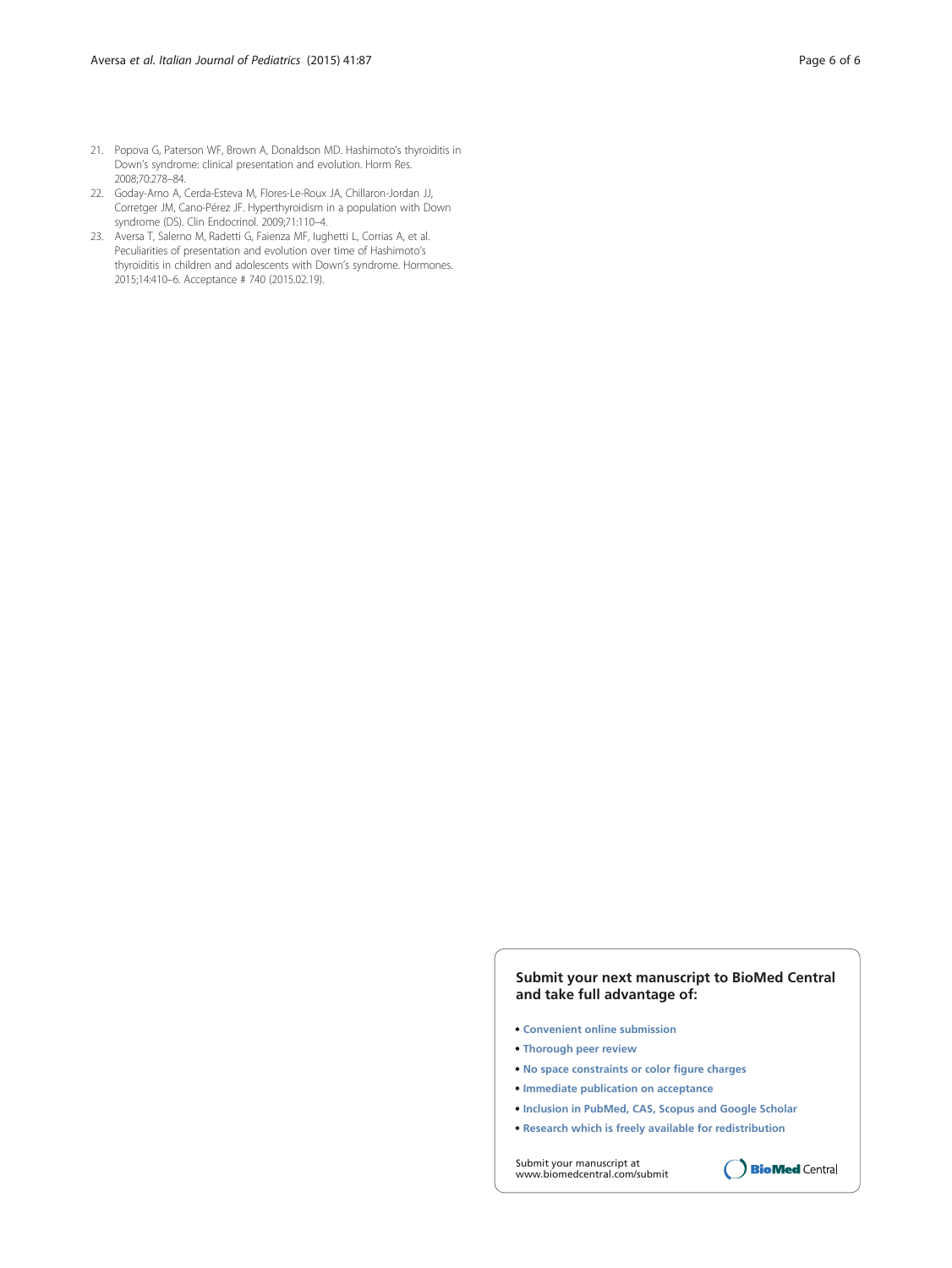21. Popova G, Paterson WF, Brown A, Donaldson MD. Hashimoto's thyroiditis in Down's syndrome: clinical presentation and evolution. Horm Res. 2008;70:278–84.
22. Goday-Arno A, Cerda-Esteva M, Flores-Le-Roux JA, Chillaron-Jordan JJ, Corretger JM, Cano-Pérez JF. Hyperthyroidism in a population with Down syndrome (DS). Clin Endocrinol. 2009;71:110–4.
23. Aversa T, Salerno M, Radetti G, Faienza MF, Iughetti L, Corrias A, et al. Peculiarities of presentation and evolution over time of Hashimoto's thyroiditis in children and adolescents with Down's syndrome. Hormones. 2015;14:410–6. Acceptance # 740 (2015.02.19).

**Submit your next manuscript to BioMed Central and take full advantage of:**

- **Convenient online submission**
- **Thorough peer review**
- **No space constraints or color figure charges**
- **Immediate publication on acceptance**
- **Inclusion in PubMed, CAS, Scopus and Google Scholar**
- **Research which is freely available for redistribution**

Submit your manuscript at
www.biomedcentral.com/submit

BioMed Central